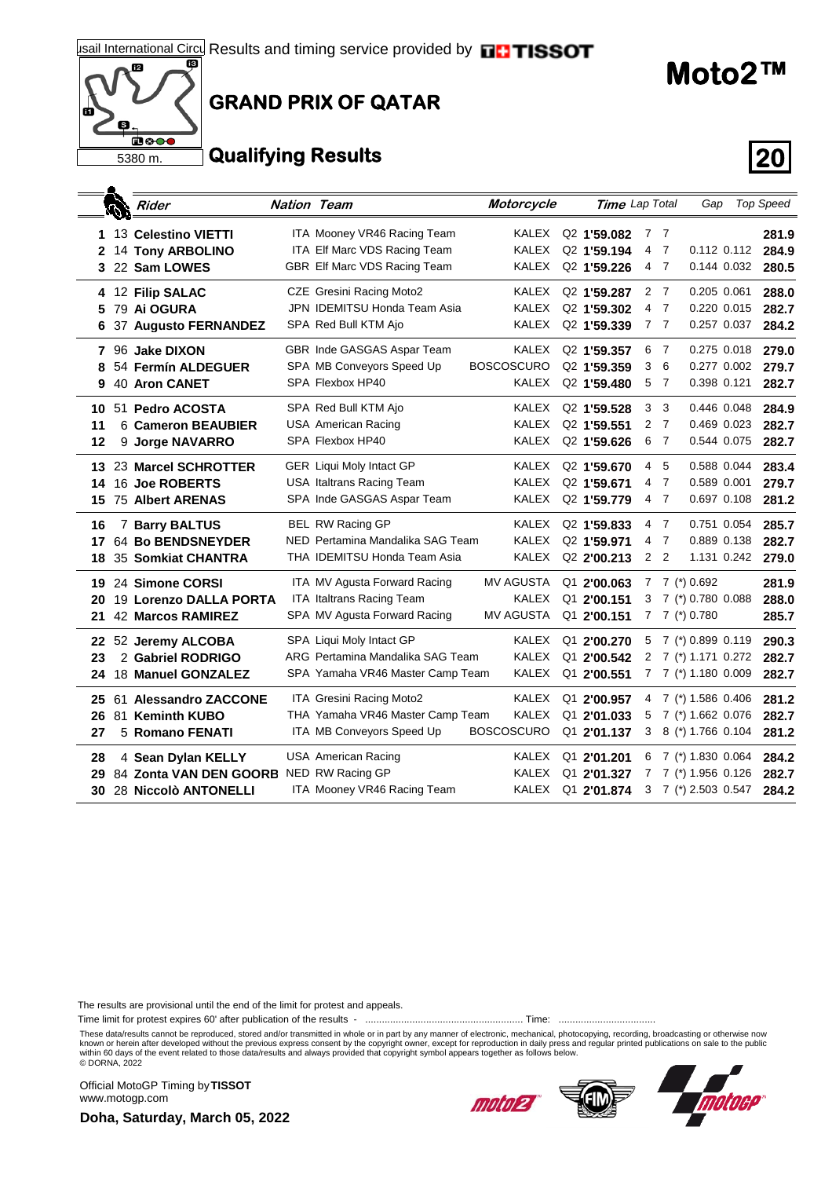Results and timing service provided by TISSOT

# Moto2™

## GRAND PRIX OF QATAR

Losail International Circuit

5380 m.

## Qualifying Results

| Pos | No. | Rider | Nation | Team | Motorcycle | Session | Time | Lap | Total | Gap | | Top Speed |
|---|---|---|---|---|---|---|---|---|---|---|---|---|
| 1 | 13 | **Celestino VIETTI** | ITA | Mooney VR46 Racing Team | KALEX | Q2 | **1'59.082** | 7 | 7 | | | **281.9** |
| 2 | 14 | **Tony ARBOLINO** | ITA | Elf Marc VDS Racing Team | KALEX | Q2 | **1'59.194** | 4 | 7 | 0.112 | 0.112 | **284.9** |
| 3 | 22 | **Sam LOWES** | GBR | Elf Marc VDS Racing Team | KALEX | Q2 | **1'59.226** | 4 | 7 | 0.144 | 0.032 | **280.5** |
| 4 | 12 | **Filip SALAC** | CZE | Gresini Racing Moto2 | KALEX | Q2 | **1'59.287** | 2 | 7 | 0.205 | 0.061 | **288.0** |
| 5 | 79 | **Ai OGURA** | JPN | IDEMITSU Honda Team Asia | KALEX | Q2 | **1'59.302** | 4 | 7 | 0.220 | 0.015 | **282.7** |
| 6 | 37 | **Augusto FERNANDEZ** | SPA | Red Bull KTM Ajo | KALEX | Q2 | **1'59.339** | 7 | 7 | 0.257 | 0.037 | **284.2** |
| 7 | 96 | **Jake DIXON** | GBR | Inde GASGAS Aspar Team | KALEX | Q2 | **1'59.357** | 6 | 7 | 0.275 | 0.018 | **279.0** |
| 8 | 54 | **Fermín ALDEGUER** | SPA | MB Conveyors Speed Up | BOSCOSCURO | Q2 | **1'59.359** | 3 | 6 | 0.277 | 0.002 | **279.7** |
| 9 | 40 | **Aron CANET** | SPA | Flexbox HP40 | KALEX | Q2 | **1'59.480** | 5 | 7 | 0.398 | 0.121 | **282.7** |
| 10 | 51 | **Pedro ACOSTA** | SPA | Red Bull KTM Ajo | KALEX | Q2 | **1'59.528** | 3 | 3 | 0.446 | 0.048 | **284.9** |
| 11 | 6 | **Cameron BEAUBIER** | USA | American Racing | KALEX | Q2 | **1'59.551** | 2 | 7 | 0.469 | 0.023 | **282.7** |
| 12 | 9 | **Jorge NAVARRO** | SPA | Flexbox HP40 | KALEX | Q2 | **1'59.626** | 6 | 7 | 0.544 | 0.075 | **282.7** |
| 13 | 23 | **Marcel SCHROTTER** | GER | Liqui Moly Intact GP | KALEX | Q2 | **1'59.670** | 4 | 5 | 0.588 | 0.044 | **283.4** |
| 14 | 16 | **Joe ROBERTS** | USA | Italtrans Racing Team | KALEX | Q2 | **1'59.671** | 4 | 7 | 0.589 | 0.001 | **279.7** |
| 15 | 75 | **Albert ARENAS** | SPA | Inde GASGAS Aspar Team | KALEX | Q2 | **1'59.779** | 4 | 7 | 0.697 | 0.108 | **281.2** |
| 16 | 7 | **Barry BALTUS** | BEL | RW Racing GP | KALEX | Q2 | **1'59.833** | 4 | 7 | 0.751 | 0.054 | **285.7** |
| 17 | 64 | **Bo BENDSNEYDER** | NED | Pertamina Mandalika SAG Team | KALEX | Q2 | **1'59.971** | 4 | 7 | 0.889 | 0.138 | **282.7** |
| 18 | 35 | **Somkiat CHANTRA** | THA | IDEMITSU Honda Team Asia | KALEX | Q2 | **2'00.213** | 2 | 2 | 1.131 | 0.242 | **279.0** |
| 19 | 24 | **Simone CORSI** | ITA | MV Agusta Forward Racing | MV AGUSTA | Q1 | **2'00.063** | 7 | 7 | (*) 0.692 | | **281.9** |
| 20 | 19 | **Lorenzo DALLA PORTA** | ITA | Italtrans Racing Team | KALEX | Q1 | **2'00.151** | 3 | 7 | (*) 0.780 | 0.088 | **288.0** |
| 21 | 42 | **Marcos RAMIREZ** | SPA | MV Agusta Forward Racing | MV AGUSTA | Q1 | **2'00.151** | 7 | 7 | (*) 0.780 | | **285.7** |
| 22 | 52 | **Jeremy ALCOBA** | SPA | Liqui Moly Intact GP | KALEX | Q1 | **2'00.270** | 5 | 7 | (*) 0.899 | 0.119 | **290.3** |
| 23 | 2 | **Gabriel RODRIGO** | ARG | Pertamina Mandalika SAG Team | KALEX | Q1 | **2'00.542** | 2 | 7 | (*) 1.171 | 0.272 | **282.7** |
| 24 | 18 | **Manuel GONZALEZ** | SPA | Yamaha VR46 Master Camp Team | KALEX | Q1 | **2'00.551** | 7 | 7 | (*) 1.180 | 0.009 | **282.7** |
| 25 | 61 | **Alessandro ZACCONE** | ITA | Gresini Racing Moto2 | KALEX | Q1 | **2'00.957** | 4 | 7 | (*) 1.586 | 0.406 | **281.2** |
| 26 | 81 | **Keminth KUBO** | THA | Yamaha VR46 Master Camp Team | KALEX | Q1 | **2'01.033** | 5 | 7 | (*) 1.662 | 0.076 | **282.7** |
| 27 | 5 | **Romano FENATI** | ITA | MB Conveyors Speed Up | BOSCOSCURO | Q1 | **2'01.137** | 3 | 8 | (*) 1.766 | 0.104 | **281.2** |
| 28 | 4 | **Sean Dylan KELLY** | USA | American Racing | KALEX | Q1 | **2'01.201** | 6 | 7 | (*) 1.830 | 0.064 | **284.2** |
| 29 | 84 | **Zonta VAN DEN GOORB** | NED | RW Racing GP | KALEX | Q1 | **2'01.327** | 7 | 7 | (*) 1.956 | 0.126 | **282.7** |
| 30 | 28 | **Niccolò ANTONELLI** | ITA | Mooney VR46 Racing Team | KALEX | Q1 | **2'01.874** | 3 | 7 | (*) 2.503 | 0.547 | **284.2** |

The results are provisional until the end of the limit for protest and appeals.

Time limit for protest expires 60' after publication of the results - ........................................................ Time: ..................................

These data/results cannot be reproduced, stored and/or transmitted in whole or in part by any manner of electronic, mechanical, photocopying, recording, broadcasting or otherwise now known or herein after developed without the previous express consent by the copyright owner, except for reproduction in daily press and regular printed publications on sale to the public within 60 days of the event related to those data/results and always provided that copyright symbol appears together as follows below.
© DORNA, 2022

Official MotoGP Timing by **TISSOT**
www.motogp.com

**Doha, Saturday, March 05, 2022**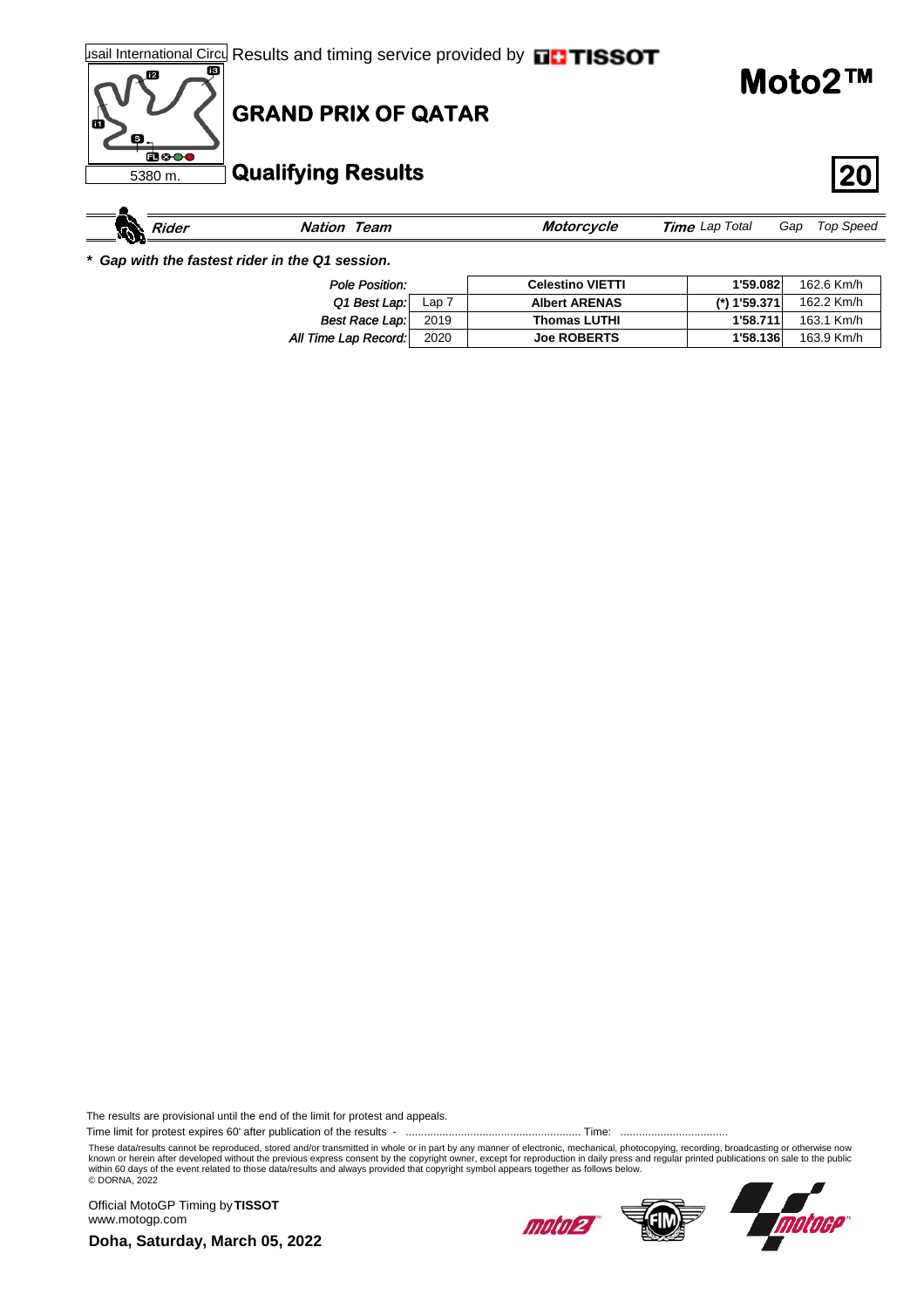Losail International Circuit — Results and timing service provided by TISSOT

# Moto2™

## GRAND PRIX OF QATAR

5380 m.

## Qualifying Results

| Rider | Nation | Team | Motorcycle | Time | Lap | Total | Gap | Top Speed |
|---|---|---|---|---|---|---|---|---|

***\* Gap with the fastest rider in the Q1 session.***

| | | | | |
|---|---|---|---|---|
| *Pole Position:* | | **Celestino VIETTI** | **1'59.082** | 162.6 Km/h |
| *Q1 Best Lap:* | Lap 7 | **Albert ARENAS** | **(\*) 1'59.371** | 162.2 Km/h |
| *Best Race Lap:* | 2019 | **Thomas LUTHI** | **1'58.711** | 163.1 Km/h |
| *All Time Lap Record:* | 2020 | **Joe ROBERTS** | **1'58.136** | 163.9 Km/h |

The results are provisional until the end of the limit for protest and appeals.

Time limit for protest expires 60' after publication of the results - ........................................................ Time: ..................................

These data/results cannot be reproduced, stored and/or transmitted in whole or in part by any manner of electronic, mechanical, photocopying, recording, broadcasting or otherwise now known or herein after developed without the previous express consent by the copyright owner, except for reproduction in daily press and regular printed publications on sale to the public within 60 days of the event related to those data/results and always provided that copyright symbol appears together as follows below.
© DORNA, 2022

Official MotoGP Timing by **TISSOT**
www.motogp.com

**Doha, Saturday, March 05, 2022**